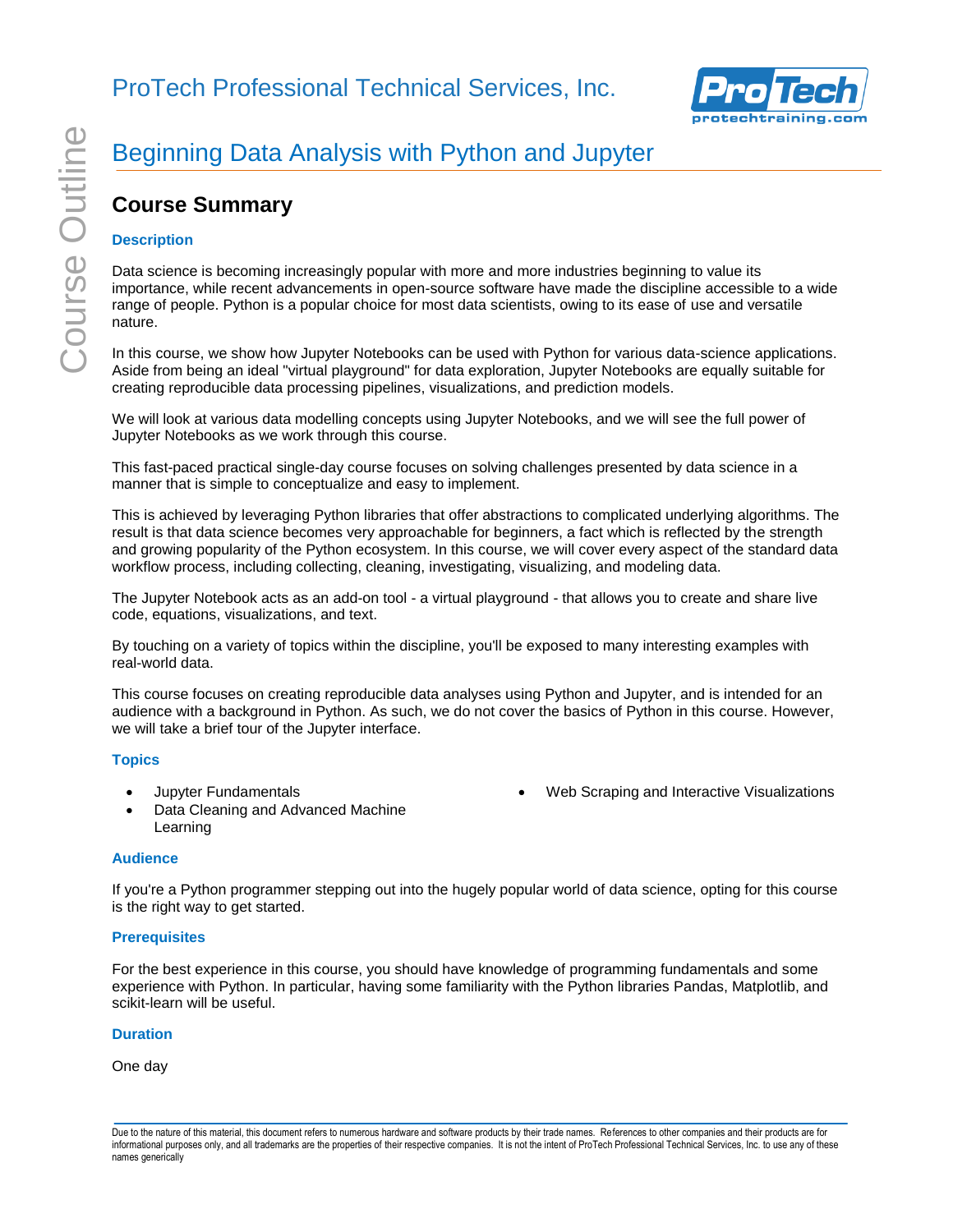# ProTech Professional Technical Services, Inc.

# Beginning Data Analysis with Python and Jupyter

## Course Summary

### Description

Data science is becoming increasingly popular with more and more industries beginning to value its importance, while recent advancements in open-source software have made the discipline accessible to a wide range of people. Python is a popular choice for most data scientists, owing to its ease of use and versatile nature.

In this course, we show how Jupyter Notebooks can be used with Python for various data-science applications. Aside from being an ideal "virtual playground" for data exploration, Jupyter Notebooks are equally suitable for creating reproducible data processing pipelines, visualizations, and prediction models.

We will look at various data modelling concepts using Jupyter Notebooks, and we will see the full power of Jupyter Notebooks as we work through this course.

This fast-paced practical single-day course focuses on solving challenges presented by data science in a manner that is simple to conceptualize and easy to implement.

This is achieved by leveraging Python libraries that offer abstractions to complicated underlying algorithms. The result is that data science becomes very approachable for beginners, a fact which is reflected by the strength and growing popularity of the Python ecosystem. In this course, we will cover every aspect of the standard data workflow process, including collecting, cleaning, investigating, visualizing, and modeling data.

The Jupyter Notebook acts as an add-on tool - a virtual playground - that allows you to create and share live code, equations, visualizations, and text.

By touching on a variety of topics within the discipline, you'll be exposed to many interesting examples with real-world data.

This course focuses on creating reproducible data analyses using Python and Jupyter, and is intended for an audience with a background in Python. As such, we do not cover the basics of Python in this course. However, we will take a brief tour of the Jupyter interface.

### Topics

- Jupyter Fundamentals
- Data Cleaning and Advanced Machine Learning
- Web Scraping and Interactive Visualizations

### Audience

If you're a Python programmer stepping out into the hugely popular world of data science, opting for this course is the right way to get started.

### Prerequisites

For the best experience in this course, you should have knowledge of programming fundamentals and some experience with Python. In particular, having some familiarity with the Python libraries Pandas, Matplotlib, and scikit-learn will be useful.

### Duration

One day

Due to the nature of this material, this document refers to numerous hardware and software products by their trade names. References to other companies and their products are for informational purposes only, and all trademarks are the properties of their respective companies. It is not the intent of ProTech Professional Technical Services, Inc. to use any of these names generically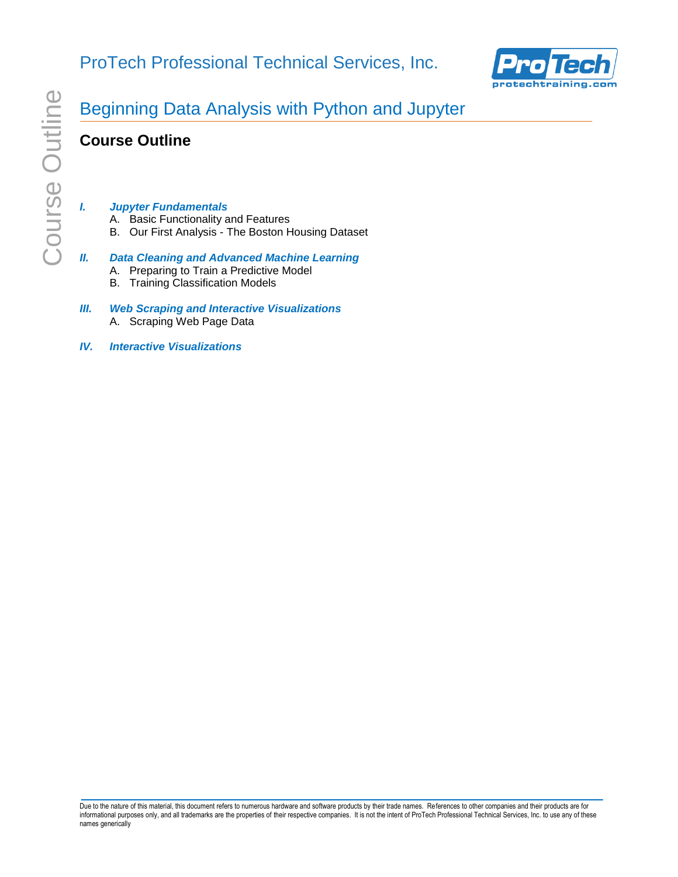# Beginning Data Analysis with Python and Jupyter

## Course Outline

***I. Jupyter Fundamentals***

A. Basic Functionality and Features
B. Our First Analysis - The Boston Housing Dataset

***II. Data Cleaning and Advanced Machine Learning***

A. Preparing to Train a Predictive Model
B. Training Classification Models

***III. Web Scraping and Interactive Visualizations***

A. Scraping Web Page Data

***IV. Interactive Visualizations***